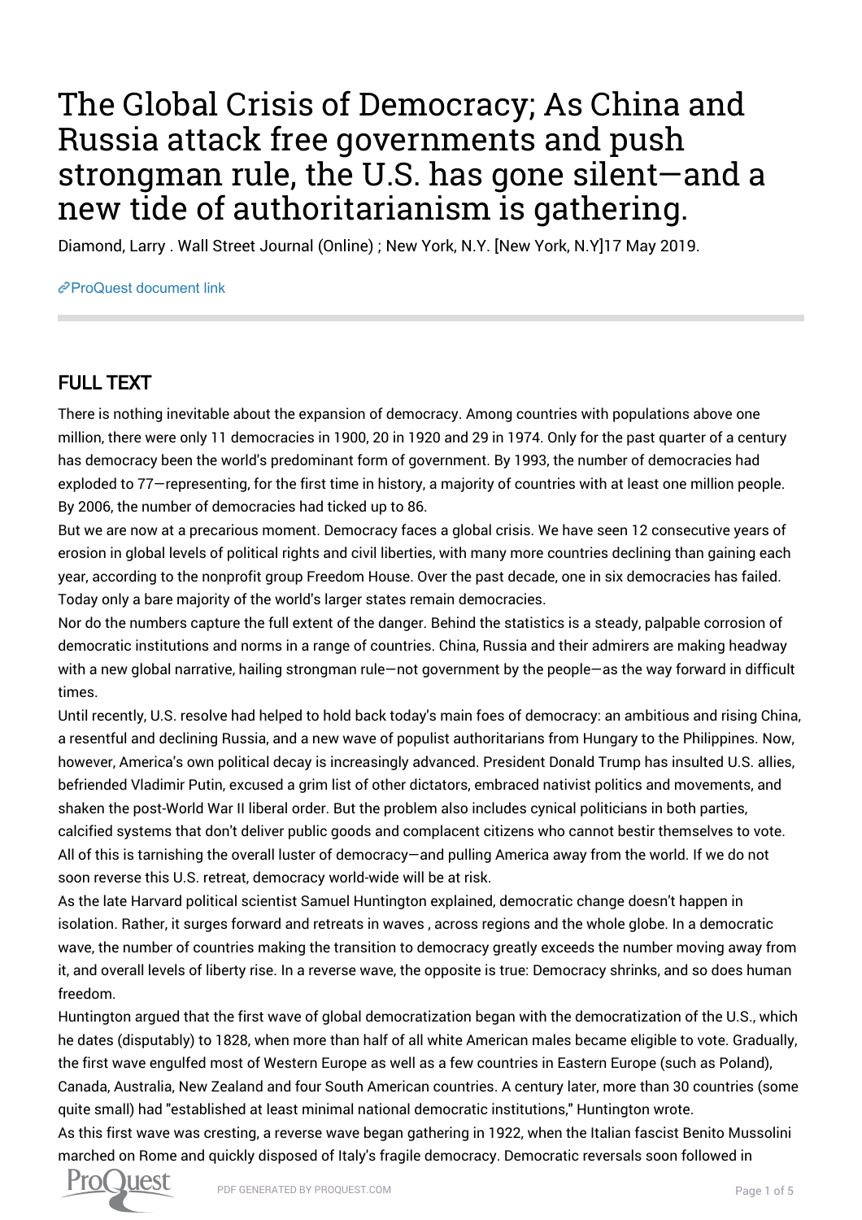# The Global Crisis of Democracy; As China and Russia attack free governments and push strongman rule, the U.S. has gone silent—and a new tide of authoritarianism is gathering.

Diamond, Larry . Wall Street Journal (Online) ; New York, N.Y. [New York, N.Y]17 May 2019.

ProQuest document link

## FULL TEXT

There is nothing inevitable about the expansion of democracy. Among countries with populations above one million, there were only 11 democracies in 1900, 20 in 1920 and 29 in 1974. Only for the past quarter of a century has democracy been the world's predominant form of government. By 1993, the number of democracies had exploded to 77—representing, for the first time in history, a majority of countries with at least one million people. By 2006, the number of democracies had ticked up to 86.

But we are now at a precarious moment. Democracy faces a global crisis. We have seen 12 consecutive years of erosion in global levels of political rights and civil liberties, with many more countries declining than gaining each year, according to the nonprofit group Freedom House. Over the past decade, one in six democracies has failed. Today only a bare majority of the world's larger states remain democracies.

Nor do the numbers capture the full extent of the danger. Behind the statistics is a steady, palpable corrosion of democratic institutions and norms in a range of countries. China, Russia and their admirers are making headway with a new global narrative, hailing strongman rule—not government by the people—as the way forward in difficult times.

Until recently, U.S. resolve had helped to hold back today's main foes of democracy: an ambitious and rising China, a resentful and declining Russia, and a new wave of populist authoritarians from Hungary to the Philippines. Now, however, America's own political decay is increasingly advanced. President Donald Trump has insulted U.S. allies, befriended Vladimir Putin, excused a grim list of other dictators, embraced nativist politics and movements, and shaken the post-World War II liberal order. But the problem also includes cynical politicians in both parties, calcified systems that don't deliver public goods and complacent citizens who cannot bestir themselves to vote. All of this is tarnishing the overall luster of democracy—and pulling America away from the world. If we do not soon reverse this U.S. retreat, democracy world-wide will be at risk.

As the late Harvard political scientist Samuel Huntington explained, democratic change doesn't happen in isolation. Rather, it surges forward and retreats in waves , across regions and the whole globe. In a democratic wave, the number of countries making the transition to democracy greatly exceeds the number moving away from it, and overall levels of liberty rise. In a reverse wave, the opposite is true: Democracy shrinks, and so does human freedom.

Huntington argued that the first wave of global democratization began with the democratization of the U.S., which he dates (disputably) to 1828, when more than half of all white American males became eligible to vote. Gradually, the first wave engulfed most of Western Europe as well as a few countries in Eastern Europe (such as Poland), Canada, Australia, New Zealand and four South American countries. A century later, more than 30 countries (some quite small) had "established at least minimal national democratic institutions," Huntington wrote.

As this first wave was cresting, a reverse wave began gathering in 1922, when the Italian fascist Benito Mussolini marched on Rome and quickly disposed of Italy's fragile democracy. Democratic reversals soon followed in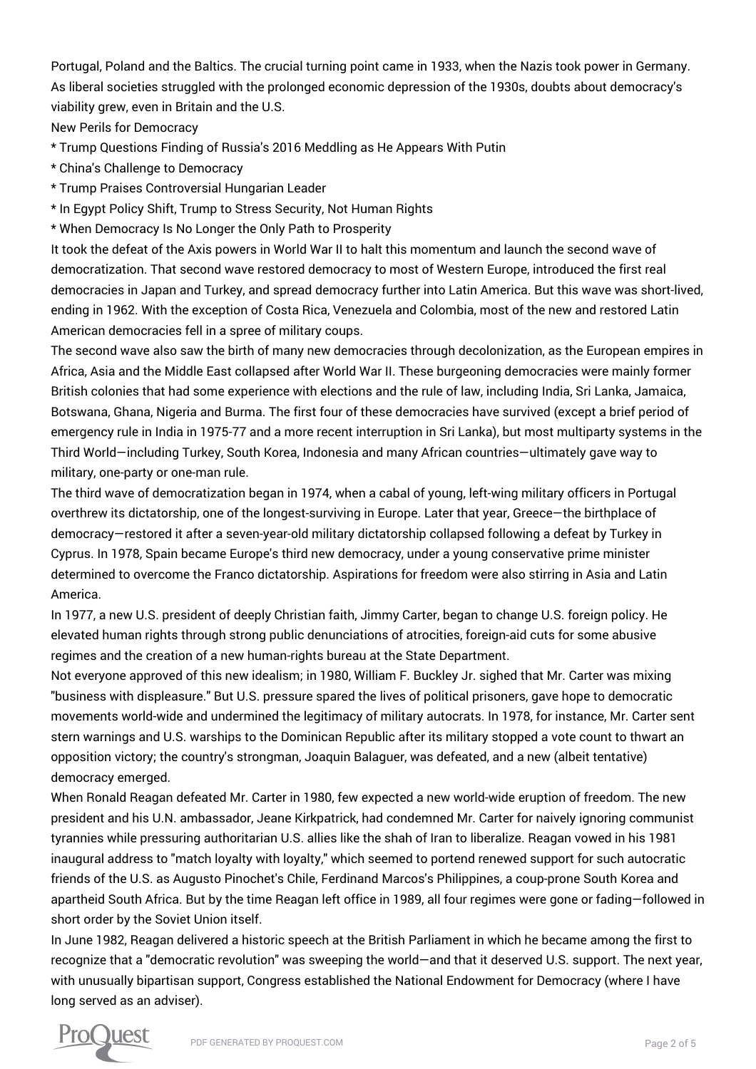Portugal, Poland and the Baltics. The crucial turning point came in 1933, when the Nazis took power in Germany. As liberal societies struggled with the prolonged economic depression of the 1930s, doubts about democracy's viability grew, even in Britain and the U.S.

New Perils for Democracy

* Trump Questions Finding of Russia's 2016 Meddling as He Appears With Putin
* China's Challenge to Democracy
* Trump Praises Controversial Hungarian Leader
* In Egypt Policy Shift, Trump to Stress Security, Not Human Rights
* When Democracy Is No Longer the Only Path to Prosperity

It took the defeat of the Axis powers in World War II to halt this momentum and launch the second wave of democratization. That second wave restored democracy to most of Western Europe, introduced the first real democracies in Japan and Turkey, and spread democracy further into Latin America. But this wave was short-lived, ending in 1962. With the exception of Costa Rica, Venezuela and Colombia, most of the new and restored Latin American democracies fell in a spree of military coups.

The second wave also saw the birth of many new democracies through decolonization, as the European empires in Africa, Asia and the Middle East collapsed after World War II. These burgeoning democracies were mainly former British colonies that had some experience with elections and the rule of law, including India, Sri Lanka, Jamaica, Botswana, Ghana, Nigeria and Burma. The first four of these democracies have survived (except a brief period of emergency rule in India in 1975-77 and a more recent interruption in Sri Lanka), but most multiparty systems in the Third World—including Turkey, South Korea, Indonesia and many African countries—ultimately gave way to military, one-party or one-man rule.

The third wave of democratization began in 1974, when a cabal of young, left-wing military officers in Portugal overthrew its dictatorship, one of the longest-surviving in Europe. Later that year, Greece—the birthplace of democracy—restored it after a seven-year-old military dictatorship collapsed following a defeat by Turkey in Cyprus. In 1978, Spain became Europe's third new democracy, under a young conservative prime minister determined to overcome the Franco dictatorship. Aspirations for freedom were also stirring in Asia and Latin America.

In 1977, a new U.S. president of deeply Christian faith, Jimmy Carter, began to change U.S. foreign policy. He elevated human rights through strong public denunciations of atrocities, foreign-aid cuts for some abusive regimes and the creation of a new human-rights bureau at the State Department.

Not everyone approved of this new idealism; in 1980, William F. Buckley Jr. sighed that Mr. Carter was mixing "business with displeasure." But U.S. pressure spared the lives of political prisoners, gave hope to democratic movements world-wide and undermined the legitimacy of military autocrats. In 1978, for instance, Mr. Carter sent stern warnings and U.S. warships to the Dominican Republic after its military stopped a vote count to thwart an opposition victory; the country's strongman, Joaquin Balaguer, was defeated, and a new (albeit tentative) democracy emerged.

When Ronald Reagan defeated Mr. Carter in 1980, few expected a new world-wide eruption of freedom. The new president and his U.N. ambassador, Jeane Kirkpatrick, had condemned Mr. Carter for naively ignoring communist tyrannies while pressuring authoritarian U.S. allies like the shah of Iran to liberalize. Reagan vowed in his 1981 inaugural address to "match loyalty with loyalty," which seemed to portend renewed support for such autocratic friends of the U.S. as Augusto Pinochet's Chile, Ferdinand Marcos's Philippines, a coup-prone South Korea and apartheid South Africa. But by the time Reagan left office in 1989, all four regimes were gone or fading—followed in short order by the Soviet Union itself.

In June 1982, Reagan delivered a historic speech at the British Parliament in which he became among the first to recognize that a "democratic revolution" was sweeping the world—and that it deserved U.S. support. The next year, with unusually bipartisan support, Congress established the National Endowment for Democracy (where I have long served as an adviser).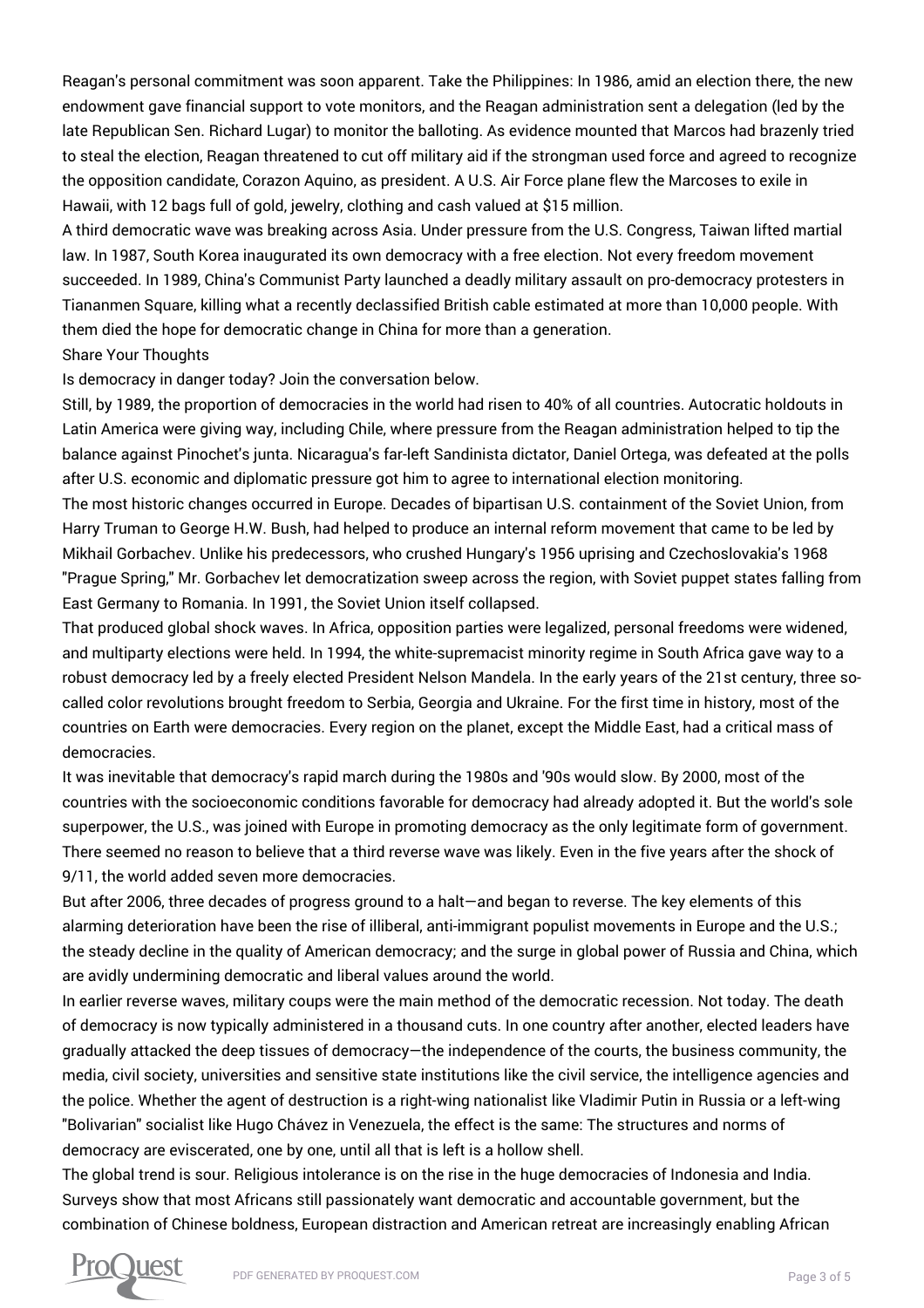Reagan's personal commitment was soon apparent. Take the Philippines: In 1986, amid an election there, the new endowment gave financial support to vote monitors, and the Reagan administration sent a delegation (led by the late Republican Sen. Richard Lugar) to monitor the balloting. As evidence mounted that Marcos had brazenly tried to steal the election, Reagan threatened to cut off military aid if the strongman used force and agreed to recognize the opposition candidate, Corazon Aquino, as president. A U.S. Air Force plane flew the Marcoses to exile in Hawaii, with 12 bags full of gold, jewelry, clothing and cash valued at $15 million.

A third democratic wave was breaking across Asia. Under pressure from the U.S. Congress, Taiwan lifted martial law. In 1987, South Korea inaugurated its own democracy with a free election. Not every freedom movement succeeded. In 1989, China's Communist Party launched a deadly military assault on pro-democracy protesters in Tiananmen Square, killing what a recently declassified British cable estimated at more than 10,000 people. With them died the hope for democratic change in China for more than a generation.

Share Your Thoughts

Is democracy in danger today? Join the conversation below.

Still, by 1989, the proportion of democracies in the world had risen to 40% of all countries. Autocratic holdouts in Latin America were giving way, including Chile, where pressure from the Reagan administration helped to tip the balance against Pinochet's junta. Nicaragua's far-left Sandinista dictator, Daniel Ortega, was defeated at the polls after U.S. economic and diplomatic pressure got him to agree to international election monitoring.

The most historic changes occurred in Europe. Decades of bipartisan U.S. containment of the Soviet Union, from Harry Truman to George H.W. Bush, had helped to produce an internal reform movement that came to be led by Mikhail Gorbachev. Unlike his predecessors, who crushed Hungary's 1956 uprising and Czechoslovakia's 1968 "Prague Spring," Mr. Gorbachev let democratization sweep across the region, with Soviet puppet states falling from East Germany to Romania. In 1991, the Soviet Union itself collapsed.

That produced global shock waves. In Africa, opposition parties were legalized, personal freedoms were widened, and multiparty elections were held. In 1994, the white-supremacist minority regime in South Africa gave way to a robust democracy led by a freely elected President Nelson Mandela. In the early years of the 21st century, three so-called color revolutions brought freedom to Serbia, Georgia and Ukraine. For the first time in history, most of the countries on Earth were democracies. Every region on the planet, except the Middle East, had a critical mass of democracies.

It was inevitable that democracy's rapid march during the 1980s and '90s would slow. By 2000, most of the countries with the socioeconomic conditions favorable for democracy had already adopted it. But the world's sole superpower, the U.S., was joined with Europe in promoting democracy as the only legitimate form of government. There seemed no reason to believe that a third reverse wave was likely. Even in the five years after the shock of 9/11, the world added seven more democracies.

But after 2006, three decades of progress ground to a halt—and began to reverse. The key elements of this alarming deterioration have been the rise of illiberal, anti-immigrant populist movements in Europe and the U.S.; the steady decline in the quality of American democracy; and the surge in global power of Russia and China, which are avidly undermining democratic and liberal values around the world.

In earlier reverse waves, military coups were the main method of the democratic recession. Not today. The death of democracy is now typically administered in a thousand cuts. In one country after another, elected leaders have gradually attacked the deep tissues of democracy—the independence of the courts, the business community, the media, civil society, universities and sensitive state institutions like the civil service, the intelligence agencies and the police. Whether the agent of destruction is a right-wing nationalist like Vladimir Putin in Russia or a left-wing "Bolivarian" socialist like Hugo Chávez in Venezuela, the effect is the same: The structures and norms of democracy are eviscerated, one by one, until all that is left is a hollow shell.

The global trend is sour. Religious intolerance is on the rise in the huge democracies of Indonesia and India. Surveys show that most Africans still passionately want democratic and accountable government, but the combination of Chinese boldness, European distraction and American retreat are increasingly enabling African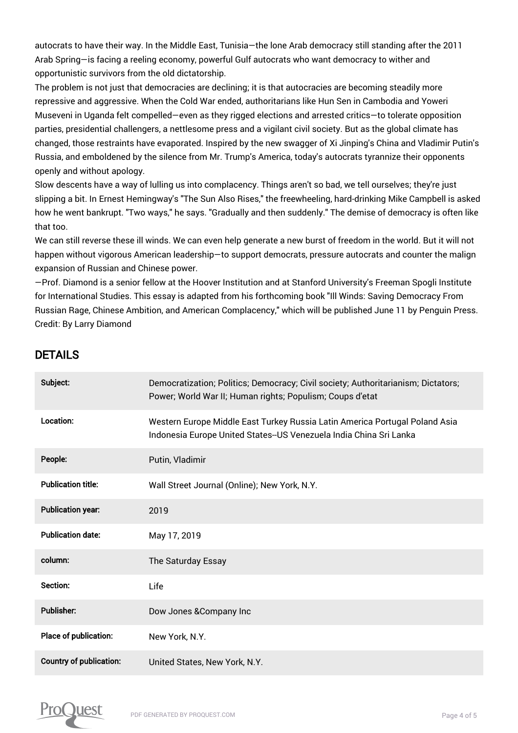autocrats to have their way. In the Middle East, Tunisia—the lone Arab democracy still standing after the 2011 Arab Spring—is facing a reeling economy, powerful Gulf autocrats who want democracy to wither and opportunistic survivors from the old dictatorship.

The problem is not just that democracies are declining; it is that autocracies are becoming steadily more repressive and aggressive. When the Cold War ended, authoritarians like Hun Sen in Cambodia and Yoweri Museveni in Uganda felt compelled—even as they rigged elections and arrested critics—to tolerate opposition parties, presidential challengers, a nettlesome press and a vigilant civil society. But as the global climate has changed, those restraints have evaporated. Inspired by the new swagger of Xi Jinping's China and Vladimir Putin's Russia, and emboldened by the silence from Mr. Trump's America, today's autocrats tyrannize their opponents openly and without apology.

Slow descents have a way of lulling us into complacency. Things aren't so bad, we tell ourselves; they're just slipping a bit. In Ernest Hemingway's "The Sun Also Rises," the freewheeling, hard-drinking Mike Campbell is asked how he went bankrupt. "Two ways," he says. "Gradually and then suddenly." The demise of democracy is often like that too.

We can still reverse these ill winds. We can even help generate a new burst of freedom in the world. But it will not happen without vigorous American leadership—to support democrats, pressure autocrats and counter the malign expansion of Russian and Chinese power.

—Prof. Diamond is a senior fellow at the Hoover Institution and at Stanford University's Freeman Spogli Institute for International Studies. This essay is adapted from his forthcoming book "Ill Winds: Saving Democracy From Russian Rage, Chinese Ambition, and American Complacency," which will be published June 11 by Penguin Press.

Credit: By Larry Diamond

## DETAILS

| | |
|---|---|
| **Subject:** | Democratization; Politics; Democracy; Civil society; Authoritarianism; Dictators; Power; World War II; Human rights; Populism; Coups d'etat |
| **Location:** | Western Europe Middle East Turkey Russia Latin America Portugal Poland Asia Indonesia Europe United States--US Venezuela India China Sri Lanka |
| **People:** | Putin, Vladimir |
| **Publication title:** | Wall Street Journal (Online); New York, N.Y. |
| **Publication year:** | 2019 |
| **Publication date:** | May 17, 2019 |
| **column:** | The Saturday Essay |
| **Section:** | Life |
| **Publisher:** | Dow Jones &Company Inc |
| **Place of publication:** | New York, N.Y. |
| **Country of publication:** | United States, New York, N.Y. |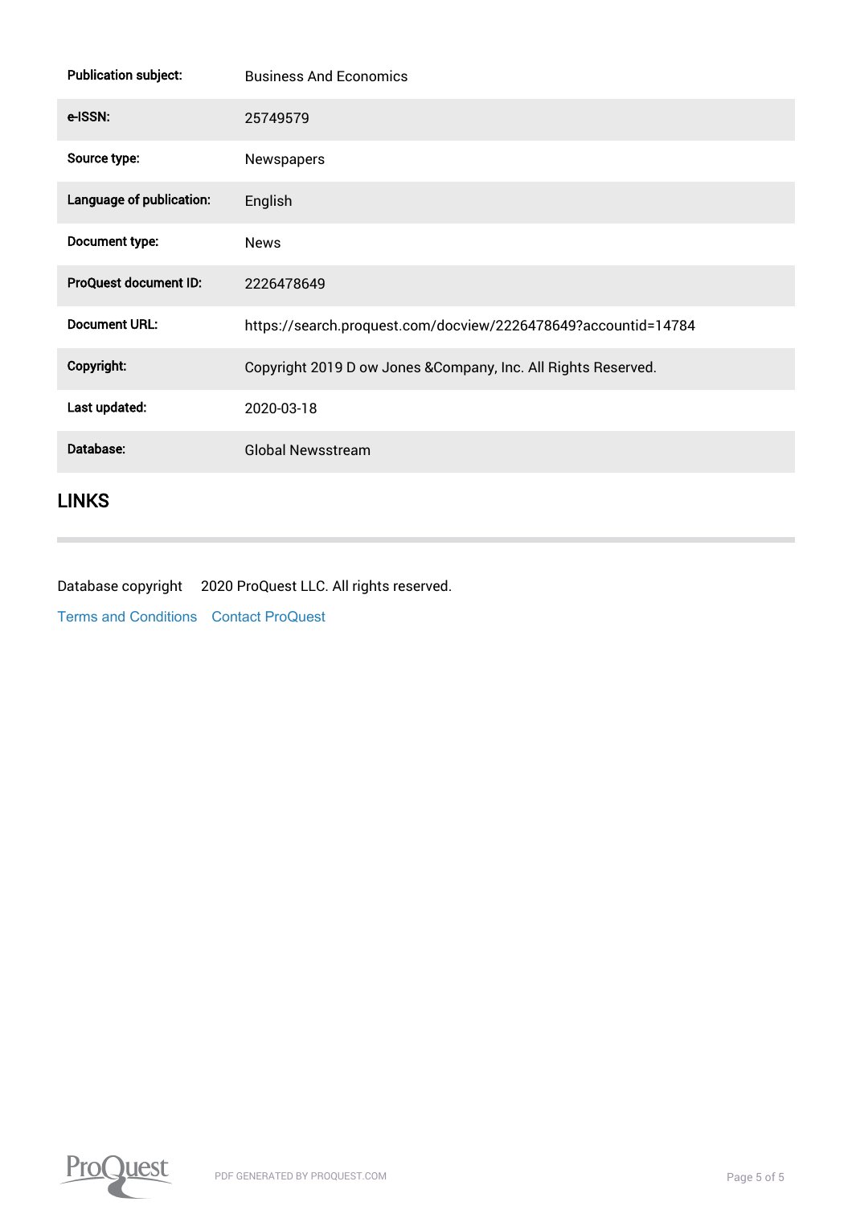| | |
|---|---|
| **Publication subject:** | Business And Economics |
| **e-ISSN:** | 25749579 |
| **Source type:** | Newspapers |
| **Language of publication:** | English |
| **Document type:** | News |
| **ProQuest document ID:** | 2226478649 |
| **Document URL:** | https://search.proquest.com/docview/2226478649?accountid=14784 |
| **Copyright:** | Copyright 2019 D ow Jones &Company, Inc. All Rights Reserved. |
| **Last updated:** | 2020-03-18 |
| **Database:** | Global Newsstream |

## LINKS

Database copyright 2020 ProQuest LLC. All rights reserved.

Terms and Conditions Contact ProQuest